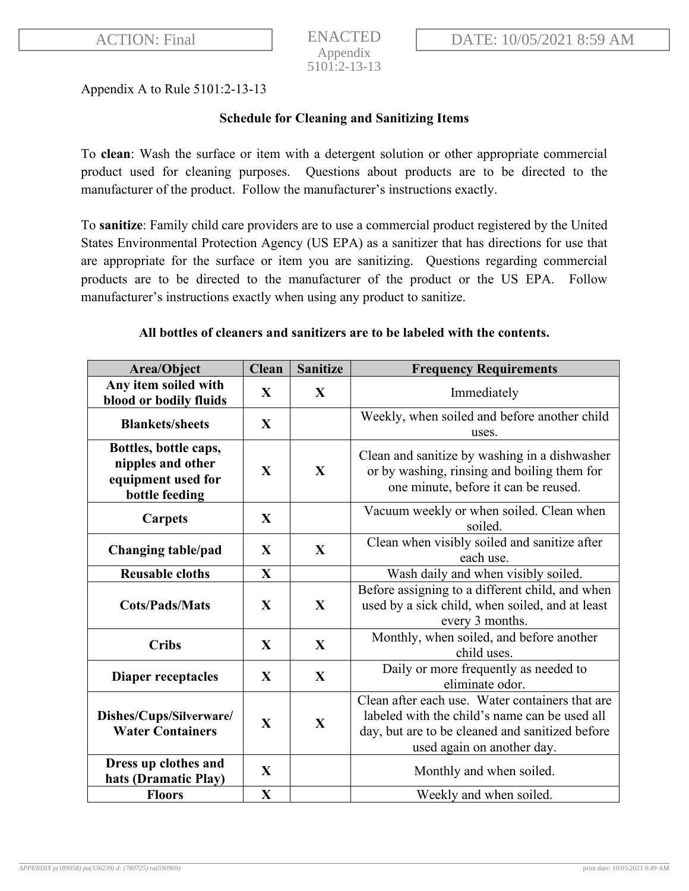Appendix A to Rule 5101:2-13-13

## Schedule for Cleaning and Sanitizing Items

To **clean**: Wash the surface or item with a detergent solution or other appropriate commercial product used for cleaning purposes. Questions about products are to be directed to the manufacturer of the product. Follow the manufacturer's instructions exactly.

To **sanitize**: Family child care providers are to use a commercial product registered by the United States Environmental Protection Agency (US EPA) as a sanitizer that has directions for use that are appropriate for the surface or item you are sanitizing. Questions regarding commercial products are to be directed to the manufacturer of the product or the US EPA. Follow manufacturer's instructions exactly when using any product to sanitize.

**All bottles of cleaners and sanitizers are to be labeled with the contents.**

| Area/Object | Clean | Sanitize | Frequency Requirements |
|---|---|---|---|
| **Any item soiled with blood or bodily fluids** | **X** | **X** | Immediately |
| **Blankets/sheets** | **X** | | Weekly, when soiled and before another child uses. |
| **Bottles, bottle caps, nipples and other equipment used for bottle feeding** | **X** | **X** | Clean and sanitize by washing in a dishwasher or by washing, rinsing and boiling them for one minute, before it can be reused. |
| **Carpets** | **X** | | Vacuum weekly or when soiled. Clean when soiled. |
| **Changing table/pad** | **X** | **X** | Clean when visibly soiled and sanitize after each use. |
| **Reusable cloths** | **X** | | Wash daily and when visibly soiled. |
| **Cots/Pads/Mats** | **X** | **X** | Before assigning to a different child, and when used by a sick child, when soiled, and at least every 3 months. |
| **Cribs** | **X** | **X** | Monthly, when soiled, and before another child uses. |
| **Diaper receptacles** | **X** | **X** | Daily or more frequently as needed to eliminate odor. |
| **Dishes/Cups/Silverware/ Water Containers** | **X** | **X** | Clean after each use. Water containers that are labeled with the child's name can be used all day, but are to be cleaned and sanitized before used again on another day. |
| **Dress up clothes and hats (Dramatic Play)** | **X** | | Monthly and when soiled. |
| **Floors** | **X** | | Weekly and when soiled. |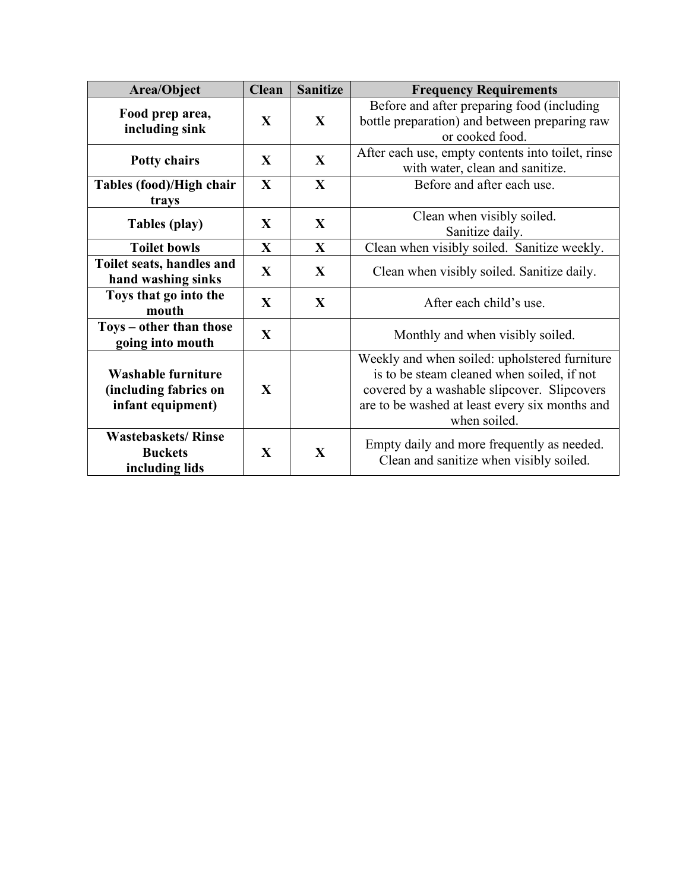| Area/Object | Clean | Sanitize | Frequency Requirements |
|---|---|---|---|
| **Food prep area, including sink** | **X** | **X** | Before and after preparing food (including bottle preparation) and between preparing raw or cooked food. |
| **Potty chairs** | **X** | **X** | After each use, empty contents into toilet, rinse with water, clean and sanitize. |
| **Tables (food)/High chair trays** | **X** | **X** | Before and after each use. |
| **Tables (play)** | **X** | **X** | Clean when visibly soiled. Sanitize daily. |
| **Toilet bowls** | **X** | **X** | Clean when visibly soiled. Sanitize weekly. |
| **Toilet seats, handles and hand washing sinks** | **X** | **X** | Clean when visibly soiled. Sanitize daily. |
| **Toys that go into the mouth** | **X** | **X** | After each child's use. |
| **Toys – other than those going into mouth** | **X** | | Monthly and when visibly soiled. |
| **Washable furniture (including fabrics on infant equipment)** | **X** | | Weekly and when soiled: upholstered furniture is to be steam cleaned when soiled, if not covered by a washable slipcover. Slipcovers are to be washed at least every six months and when soiled. |
| **Wastebaskets/ Rinse Buckets including lids** | **X** | **X** | Empty daily and more frequently as needed. Clean and sanitize when visibly soiled. |